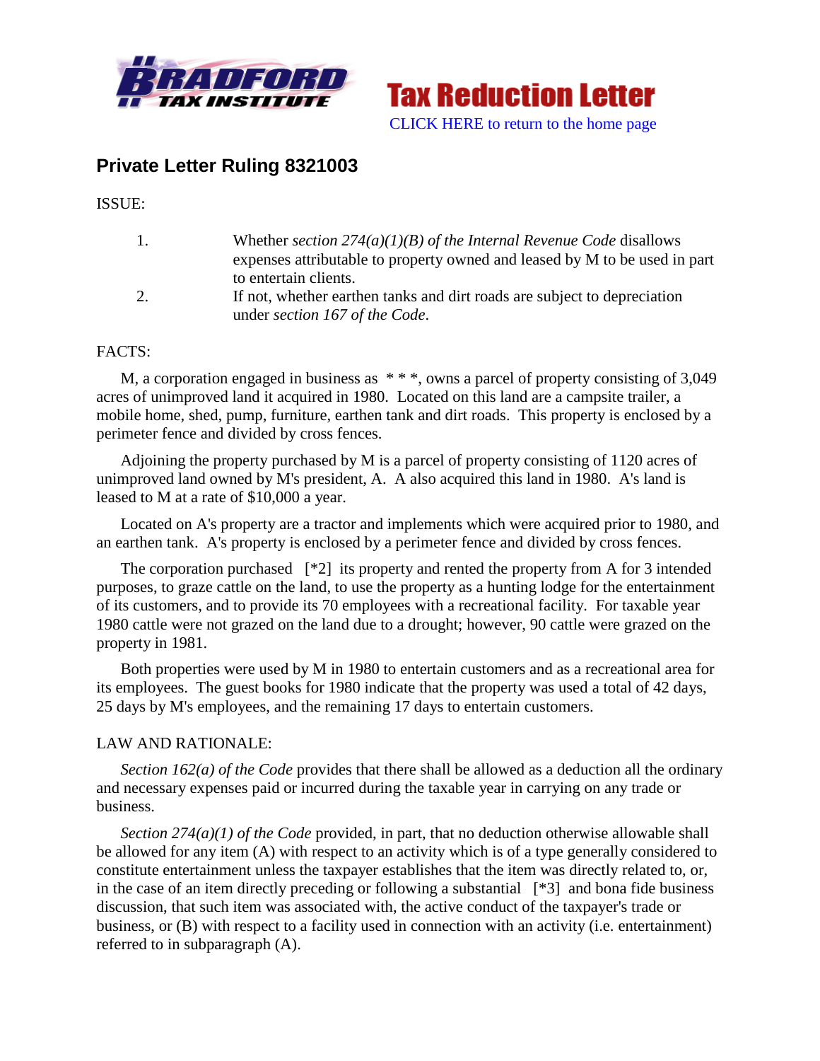Bradford Tax Institute — **Tax Reduction Letter**

CLICK HERE to return to the home page

## Private Letter Ruling 8321003

ISSUE:

1. Whether *section 274(a)(1)(B) of the Internal Revenue Code* disallows expenses attributable to property owned and leased by M to be used in part to entertain clients.
2. If not, whether earthen tanks and dirt roads are subject to depreciation under *section 167 of the Code*.

FACTS:

M, a corporation engaged in business as * * *, owns a parcel of property consisting of 3,049 acres of unimproved land it acquired in 1980. Located on this land are a campsite trailer, a mobile home, shed, pump, furniture, earthen tank and dirt roads. This property is enclosed by a perimeter fence and divided by cross fences.

Adjoining the property purchased by M is a parcel of property consisting of 1120 acres of unimproved land owned by M's president, A. A also acquired this land in 1980. A's land is leased to M at a rate of $10,000 a year.

Located on A's property are a tractor and implements which were acquired prior to 1980, and an earthen tank. A's property is enclosed by a perimeter fence and divided by cross fences.

The corporation purchased [*2] its property and rented the property from A for 3 intended purposes, to graze cattle on the land, to use the property as a hunting lodge for the entertainment of its customers, and to provide its 70 employees with a recreational facility. For taxable year 1980 cattle were not grazed on the land due to a drought; however, 90 cattle were grazed on the property in 1981.

Both properties were used by M in 1980 to entertain customers and as a recreational area for its employees. The guest books for 1980 indicate that the property was used a total of 42 days, 25 days by M's employees, and the remaining 17 days to entertain customers.

LAW AND RATIONALE:

*Section 162(a) of the Code* provides that there shall be allowed as a deduction all the ordinary and necessary expenses paid or incurred during the taxable year in carrying on any trade or business.

*Section 274(a)(1) of the Code* provided, in part, that no deduction otherwise allowable shall be allowed for any item (A) with respect to an activity which is of a type generally considered to constitute entertainment unless the taxpayer establishes that the item was directly related to, or, in the case of an item directly preceding or following a substantial [*3] and bona fide business discussion, that such item was associated with, the active conduct of the taxpayer's trade or business, or (B) with respect to a facility used in connection with an activity (i.e. entertainment) referred to in subparagraph (A).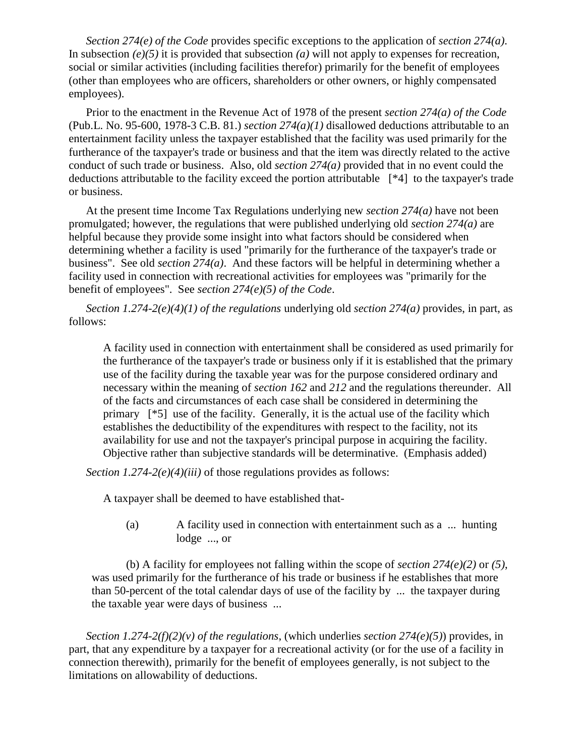*Section 274(e) of the Code* provides specific exceptions to the application of *section 274(a)*. In subsection *(e)(5)* it is provided that subsection *(a)* will not apply to expenses for recreation, social or similar activities (including facilities therefor) primarily for the benefit of employees (other than employees who are officers, shareholders or other owners, or highly compensated employees).

Prior to the enactment in the Revenue Act of 1978 of the present *section 274(a) of the Code* (Pub.L. No. 95-600, 1978-3 C.B. 81.) *section 274(a)(1)* disallowed deductions attributable to an entertainment facility unless the taxpayer established that the facility was used primarily for the furtherance of the taxpayer's trade or business and that the item was directly related to the active conduct of such trade or business. Also, old *section 274(a)* provided that in no event could the deductions attributable to the facility exceed the portion attributable [*4] to the taxpayer's trade or business.

At the present time Income Tax Regulations underlying new *section 274(a)* have not been promulgated; however, the regulations that were published underlying old *section 274(a)* are helpful because they provide some insight into what factors should be considered when determining whether a facility is used "primarily for the furtherance of the taxpayer's trade or business". See old *section 274(a)*. And these factors will be helpful in determining whether a facility used in connection with recreational activities for employees was "primarily for the benefit of employees". See *section 274(e)(5) of the Code*.

*Section 1.274-2(e)(4)(1) of the regulations* underlying old *section 274(a)* provides, in part, as follows:

> A facility used in connection with entertainment shall be considered as used primarily for the furtherance of the taxpayer's trade or business only if it is established that the primary use of the facility during the taxable year was for the purpose considered ordinary and necessary within the meaning of *section 162* and *212* and the regulations thereunder. All of the facts and circumstances of each case shall be considered in determining the primary [*5] use of the facility. Generally, it is the actual use of the facility which establishes the deductibility of the expenditures with respect to the facility, not its availability for use and not the taxpayer's principal purpose in acquiring the facility. Objective rather than subjective standards will be determinative. (Emphasis added)

*Section 1.274-2(e)(4)(iii)* of those regulations provides as follows:

> A taxpayer shall be deemed to have established that-
>
> (a) A facility used in connection with entertainment such as a ... hunting lodge ..., or
>
> (b) A facility for employees not falling within the scope of *section 274(e)(2)* or *(5)*, was used primarily for the furtherance of his trade or business if he establishes that more than 50-percent of the total calendar days of use of the facility by ... the taxpayer during the taxable year were days of business ...

*Section 1.274-2(f)(2)(v) of the regulations*, (which underlies *section 274(e)(5)*) provides, in part, that any expenditure by a taxpayer for a recreational activity (or for the use of a facility in connection therewith), primarily for the benefit of employees generally, is not subject to the limitations on allowability of deductions.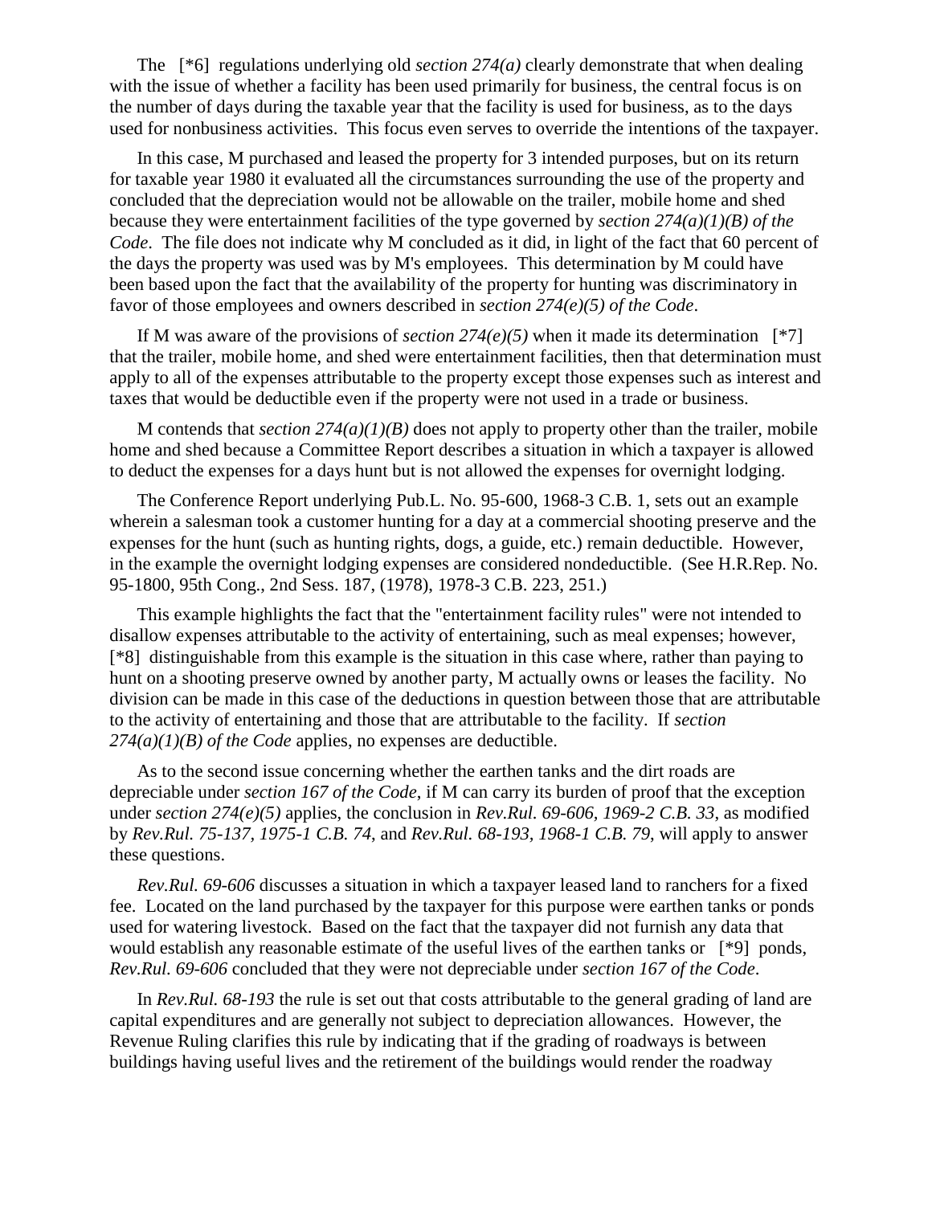The [*6] regulations underlying old *section 274(a)* clearly demonstrate that when dealing with the issue of whether a facility has been used primarily for business, the central focus is on the number of days during the taxable year that the facility is used for business, as to the days used for nonbusiness activities. This focus even serves to override the intentions of the taxpayer.

In this case, M purchased and leased the property for 3 intended purposes, but on its return for taxable year 1980 it evaluated all the circumstances surrounding the use of the property and concluded that the depreciation would not be allowable on the trailer, mobile home and shed because they were entertainment facilities of the type governed by *section 274(a)(1)(B) of the Code*. The file does not indicate why M concluded as it did, in light of the fact that 60 percent of the days the property was used was by M's employees. This determination by M could have been based upon the fact that the availability of the property for hunting was discriminatory in favor of those employees and owners described in *section 274(e)(5) of the Code*.

If M was aware of the provisions of *section 274(e)(5)* when it made its determination [*7] that the trailer, mobile home, and shed were entertainment facilities, then that determination must apply to all of the expenses attributable to the property except those expenses such as interest and taxes that would be deductible even if the property were not used in a trade or business.

M contends that *section 274(a)(1)(B)* does not apply to property other than the trailer, mobile home and shed because a Committee Report describes a situation in which a taxpayer is allowed to deduct the expenses for a days hunt but is not allowed the expenses for overnight lodging.

The Conference Report underlying Pub.L. No. 95-600, 1968-3 C.B. 1, sets out an example wherein a salesman took a customer hunting for a day at a commercial shooting preserve and the expenses for the hunt (such as hunting rights, dogs, a guide, etc.) remain deductible. However, in the example the overnight lodging expenses are considered nondeductible. (See H.R.Rep. No. 95-1800, 95th Cong., 2nd Sess. 187, (1978), 1978-3 C.B. 223, 251.)

This example highlights the fact that the "entertainment facility rules" were not intended to disallow expenses attributable to the activity of entertaining, such as meal expenses; however, [*8] distinguishable from this example is the situation in this case where, rather than paying to hunt on a shooting preserve owned by another party, M actually owns or leases the facility. No division can be made in this case of the deductions in question between those that are attributable to the activity of entertaining and those that are attributable to the facility. If *section 274(a)(1)(B) of the Code* applies, no expenses are deductible.

As to the second issue concerning whether the earthen tanks and the dirt roads are depreciable under *section 167 of the Code*, if M can carry its burden of proof that the exception under *section 274(e)(5)* applies, the conclusion in *Rev.Rul. 69-606, 1969-2 C.B. 33*, as modified by *Rev.Rul. 75-137, 1975-1 C.B. 74*, and *Rev.Rul. 68-193, 1968-1 C.B. 79*, will apply to answer these questions.

*Rev.Rul. 69-606* discusses a situation in which a taxpayer leased land to ranchers for a fixed fee. Located on the land purchased by the taxpayer for this purpose were earthen tanks or ponds used for watering livestock. Based on the fact that the taxpayer did not furnish any data that would establish any reasonable estimate of the useful lives of the earthen tanks or [*9] ponds, *Rev.Rul. 69-606* concluded that they were not depreciable under *section 167 of the Code*.

In *Rev.Rul. 68-193* the rule is set out that costs attributable to the general grading of land are capital expenditures and are generally not subject to depreciation allowances. However, the Revenue Ruling clarifies this rule by indicating that if the grading of roadways is between buildings having useful lives and the retirement of the buildings would render the roadway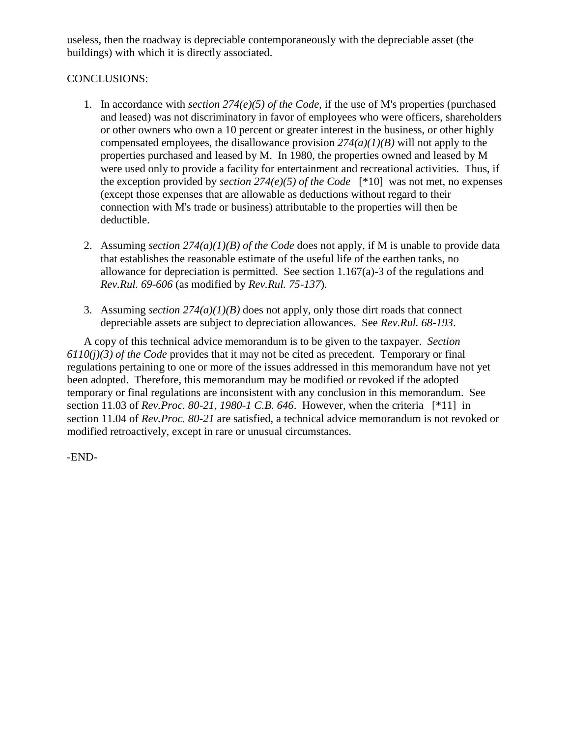useless, then the roadway is depreciable contemporaneously with the depreciable asset (the buildings) with which it is directly associated.

CONCLUSIONS:

1. In accordance with *section 274(e)(5) of the Code*, if the use of M's properties (purchased and leased) was not discriminatory in favor of employees who were officers, shareholders or other owners who own a 10 percent or greater interest in the business, or other highly compensated employees, the disallowance provision *274(a)(1)(B)* will not apply to the properties purchased and leased by M. In 1980, the properties owned and leased by M were used only to provide a facility for entertainment and recreational activities. Thus, if the exception provided by *section 274(e)(5) of the Code* [*10] was not met, no expenses (except those expenses that are allowable as deductions without regard to their connection with M's trade or business) attributable to the properties will then be deductible.

2. Assuming *section 274(a)(1)(B) of the Code* does not apply, if M is unable to provide data that establishes the reasonable estimate of the useful life of the earthen tanks, no allowance for depreciation is permitted. See section 1.167(a)-3 of the regulations and *Rev.Rul. 69-606* (as modified by *Rev.Rul. 75-137*).

3. Assuming *section 274(a)(1)(B)* does not apply, only those dirt roads that connect depreciable assets are subject to depreciation allowances. See *Rev.Rul. 68-193*.

A copy of this technical advice memorandum is to be given to the taxpayer. *Section 6110(j)(3) of the Code* provides that it may not be cited as precedent. Temporary or final regulations pertaining to one or more of the issues addressed in this memorandum have not yet been adopted. Therefore, this memorandum may be modified or revoked if the adopted temporary or final regulations are inconsistent with any conclusion in this memorandum. See section 11.03 of *Rev.Proc. 80-21, 1980-1 C.B. 646*. However, when the criteria [*11] in section 11.04 of *Rev.Proc. 80-21* are satisfied, a technical advice memorandum is not revoked or modified retroactively, except in rare or unusual circumstances.

-END-